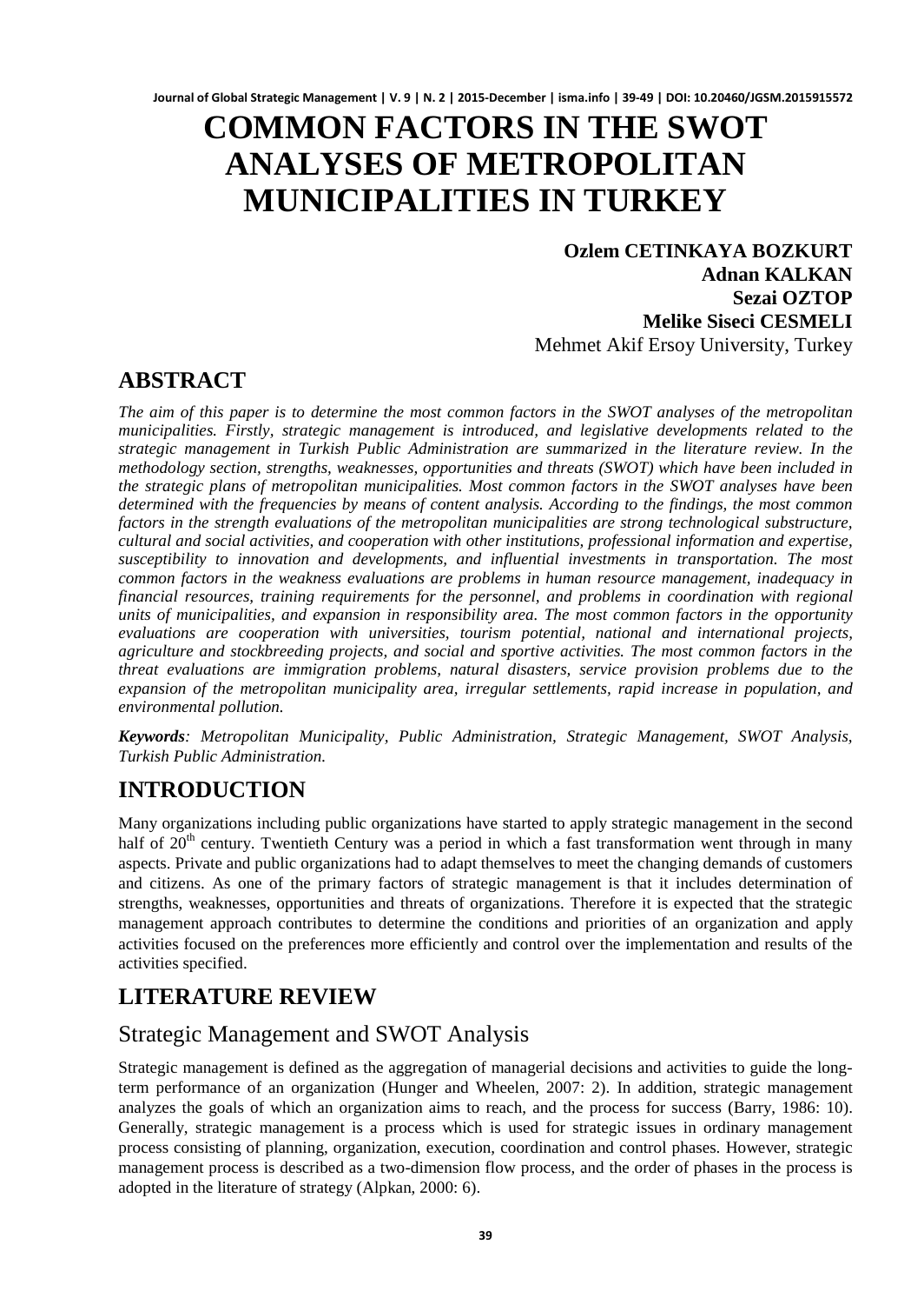# COMMON FACTORS IN THE SWOT ANALYSES OF METROPOLITAN MUNICIPALITIES IN TURKEY

**Ozlem CETINKAYA BOZKURT**
**Adnan KALKAN**
**Sezai OZTOP**
**Melike Siseci CESMELI**
Mehmet Akif Ersoy University, Turkey

## ABSTRACT

*The aim of this paper is to determine the most common factors in the SWOT analyses of the metropolitan municipalities. Firstly, strategic management is introduced, and legislative developments related to the strategic management in Turkish Public Administration are summarized in the literature review. In the methodology section, strengths, weaknesses, opportunities and threats (SWOT) which have been included in the strategic plans of metropolitan municipalities. Most common factors in the SWOT analyses have been determined with the frequencies by means of content analysis. According to the findings, the most common factors in the strength evaluations of the metropolitan municipalities are strong technological substructure, cultural and social activities, and cooperation with other institutions, professional information and expertise, susceptibility to innovation and developments, and influential investments in transportation. The most common factors in the weakness evaluations are problems in human resource management, inadequacy in financial resources, training requirements for the personnel, and problems in coordination with regional units of municipalities, and expansion in responsibility area. The most common factors in the opportunity evaluations are cooperation with universities, tourism potential, national and international projects, agriculture and stockbreeding projects, and social and sportive activities. The most common factors in the threat evaluations are immigration problems, natural disasters, service provision problems due to the expansion of the metropolitan municipality area, irregular settlements, rapid increase in population, and environmental pollution.*

***Keywords**: Metropolitan Municipality, Public Administration, Strategic Management, SWOT Analysis, Turkish Public Administration.*

## INTRODUCTION

Many organizations including public organizations have started to apply strategic management in the second half of 20th century. Twentieth Century was a period in which a fast transformation went through in many aspects. Private and public organizations had to adapt themselves to meet the changing demands of customers and citizens. As one of the primary factors of strategic management is that it includes determination of strengths, weaknesses, opportunities and threats of organizations. Therefore it is expected that the strategic management approach contributes to determine the conditions and priorities of an organization and apply activities focused on the preferences more efficiently and control over the implementation and results of the activities specified.

## LITERATURE REVIEW

### Strategic Management and SWOT Analysis

Strategic management is defined as the aggregation of managerial decisions and activities to guide the long-term performance of an organization (Hunger and Wheelen, 2007: 2). In addition, strategic management analyzes the goals of which an organization aims to reach, and the process for success (Barry, 1986: 10). Generally, strategic management is a process which is used for strategic issues in ordinary management process consisting of planning, organization, execution, coordination and control phases. However, strategic management process is described as a two-dimension flow process, and the order of phases in the process is adopted in the literature of strategy (Alpkan, 2000: 6).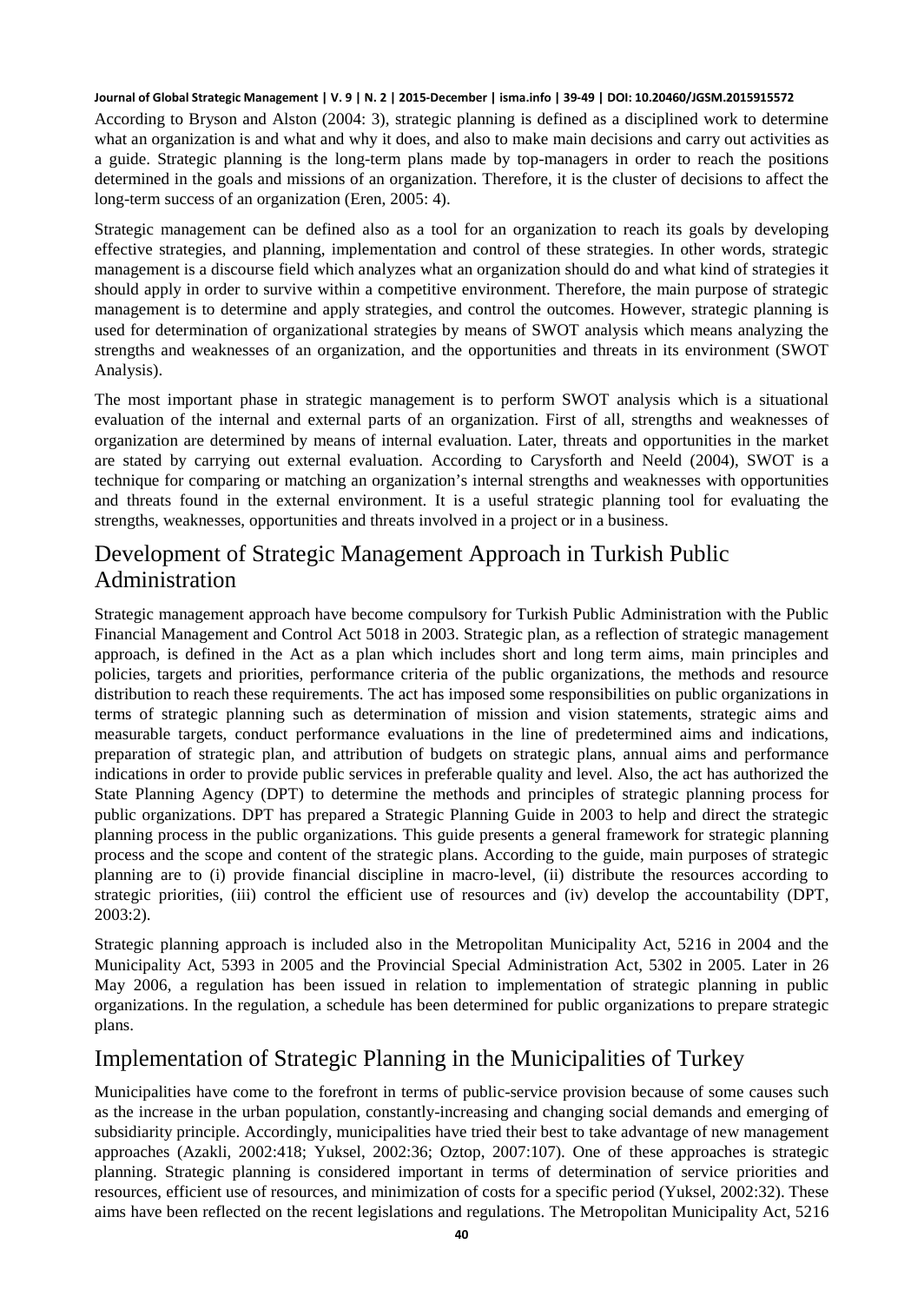According to Bryson and Alston (2004: 3), strategic planning is defined as a disciplined work to determine what an organization is and what and why it does, and also to make main decisions and carry out activities as a guide. Strategic planning is the long-term plans made by top-managers in order to reach the positions determined in the goals and missions of an organization. Therefore, it is the cluster of decisions to affect the long-term success of an organization (Eren, 2005: 4).

Strategic management can be defined also as a tool for an organization to reach its goals by developing effective strategies, and planning, implementation and control of these strategies. In other words, strategic management is a discourse field which analyzes what an organization should do and what kind of strategies it should apply in order to survive within a competitive environment. Therefore, the main purpose of strategic management is to determine and apply strategies, and control the outcomes. However, strategic planning is used for determination of organizational strategies by means of SWOT analysis which means analyzing the strengths and weaknesses of an organization, and the opportunities and threats in its environment (SWOT Analysis).

The most important phase in strategic management is to perform SWOT analysis which is a situational evaluation of the internal and external parts of an organization. First of all, strengths and weaknesses of organization are determined by means of internal evaluation. Later, threats and opportunities in the market are stated by carrying out external evaluation. According to Carysforth and Neeld (2004), SWOT is a technique for comparing or matching an organization's internal strengths and weaknesses with opportunities and threats found in the external environment. It is a useful strategic planning tool for evaluating the strengths, weaknesses, opportunities and threats involved in a project or in a business.

## Development of Strategic Management Approach in Turkish Public Administration

Strategic management approach have become compulsory for Turkish Public Administration with the Public Financial Management and Control Act 5018 in 2003. Strategic plan, as a reflection of strategic management approach, is defined in the Act as a plan which includes short and long term aims, main principles and policies, targets and priorities, performance criteria of the public organizations, the methods and resource distribution to reach these requirements. The act has imposed some responsibilities on public organizations in terms of strategic planning such as determination of mission and vision statements, strategic aims and measurable targets, conduct performance evaluations in the line of predetermined aims and indications, preparation of strategic plan, and attribution of budgets on strategic plans, annual aims and performance indications in order to provide public services in preferable quality and level. Also, the act has authorized the State Planning Agency (DPT) to determine the methods and principles of strategic planning process for public organizations. DPT has prepared a Strategic Planning Guide in 2003 to help and direct the strategic planning process in the public organizations. This guide presents a general framework for strategic planning process and the scope and content of the strategic plans. According to the guide, main purposes of strategic planning are to (i) provide financial discipline in macro-level, (ii) distribute the resources according to strategic priorities, (iii) control the efficient use of resources and (iv) develop the accountability (DPT, 2003:2).

Strategic planning approach is included also in the Metropolitan Municipality Act, 5216 in 2004 and the Municipality Act, 5393 in 2005 and the Provincial Special Administration Act, 5302 in 2005. Later in 26 May 2006, a regulation has been issued in relation to implementation of strategic planning in public organizations. In the regulation, a schedule has been determined for public organizations to prepare strategic plans.

## Implementation of Strategic Planning in the Municipalities of Turkey

Municipalities have come to the forefront in terms of public-service provision because of some causes such as the increase in the urban population, constantly-increasing and changing social demands and emerging of subsidiarity principle. Accordingly, municipalities have tried their best to take advantage of new management approaches (Azakli, 2002:418; Yuksel, 2002:36; Oztop, 2007:107). One of these approaches is strategic planning. Strategic planning is considered important in terms of determination of service priorities and resources, efficient use of resources, and minimization of costs for a specific period (Yuksel, 2002:32). These aims have been reflected on the recent legislations and regulations. The Metropolitan Municipality Act, 5216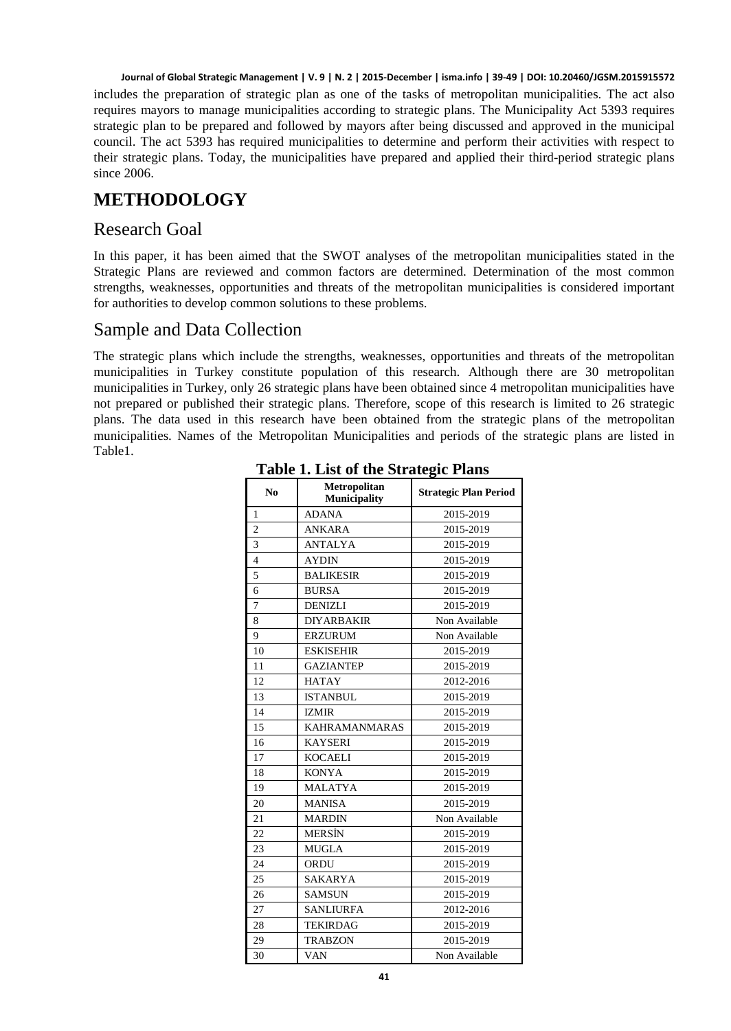includes the preparation of strategic plan as one of the tasks of metropolitan municipalities. The act also requires mayors to manage municipalities according to strategic plans. The Municipality Act 5393 requires strategic plan to be prepared and followed by mayors after being discussed and approved in the municipal council. The act 5393 has required municipalities to determine and perform their activities with respect to their strategic plans. Today, the municipalities have prepared and applied their third-period strategic plans since 2006.

# METHODOLOGY

## Research Goal

In this paper, it has been aimed that the SWOT analyses of the metropolitan municipalities stated in the Strategic Plans are reviewed and common factors are determined. Determination of the most common strengths, weaknesses, opportunities and threats of the metropolitan municipalities is considered important for authorities to develop common solutions to these problems.

## Sample and Data Collection

The strategic plans which include the strengths, weaknesses, opportunities and threats of the metropolitan municipalities in Turkey constitute population of this research. Although there are 30 metropolitan municipalities in Turkey, only 26 strategic plans have been obtained since 4 metropolitan municipalities have not prepared or published their strategic plans. Therefore, scope of this research is limited to 26 strategic plans. The data used in this research have been obtained from the strategic plans of the metropolitan municipalities. Names of the Metropolitan Municipalities and periods of the strategic plans are listed in Table1.

**Table 1. List of the Strategic Plans**

| No | Metropolitan Municipality | Strategic Plan Period |
|---|---|---|
| 1 | ADANA | 2015-2019 |
| 2 | ANKARA | 2015-2019 |
| 3 | ANTALYA | 2015-2019 |
| 4 | AYDIN | 2015-2019 |
| 5 | BALIKESIR | 2015-2019 |
| 6 | BURSA | 2015-2019 |
| 7 | DENIZLI | 2015-2019 |
| 8 | DIYARBAKIR | Non Available |
| 9 | ERZURUM | Non Available |
| 10 | ESKISEHIR | 2015-2019 |
| 11 | GAZIANTEP | 2015-2019 |
| 12 | HATAY | 2012-2016 |
| 13 | ISTANBUL | 2015-2019 |
| 14 | IZMIR | 2015-2019 |
| 15 | KAHRAMANMARAS | 2015-2019 |
| 16 | KAYSERI | 2015-2019 |
| 17 | KOCAELI | 2015-2019 |
| 18 | KONYA | 2015-2019 |
| 19 | MALATYA | 2015-2019 |
| 20 | MANISA | 2015-2019 |
| 21 | MARDIN | Non Available |
| 22 | MERSİN | 2015-2019 |
| 23 | MUGLA | 2015-2019 |
| 24 | ORDU | 2015-2019 |
| 25 | SAKARYA | 2015-2019 |
| 26 | SAMSUN | 2015-2019 |
| 27 | SANLIURFA | 2012-2016 |
| 28 | TEKIRDAG | 2015-2019 |
| 29 | TRABZON | 2015-2019 |
| 30 | VAN | Non Available |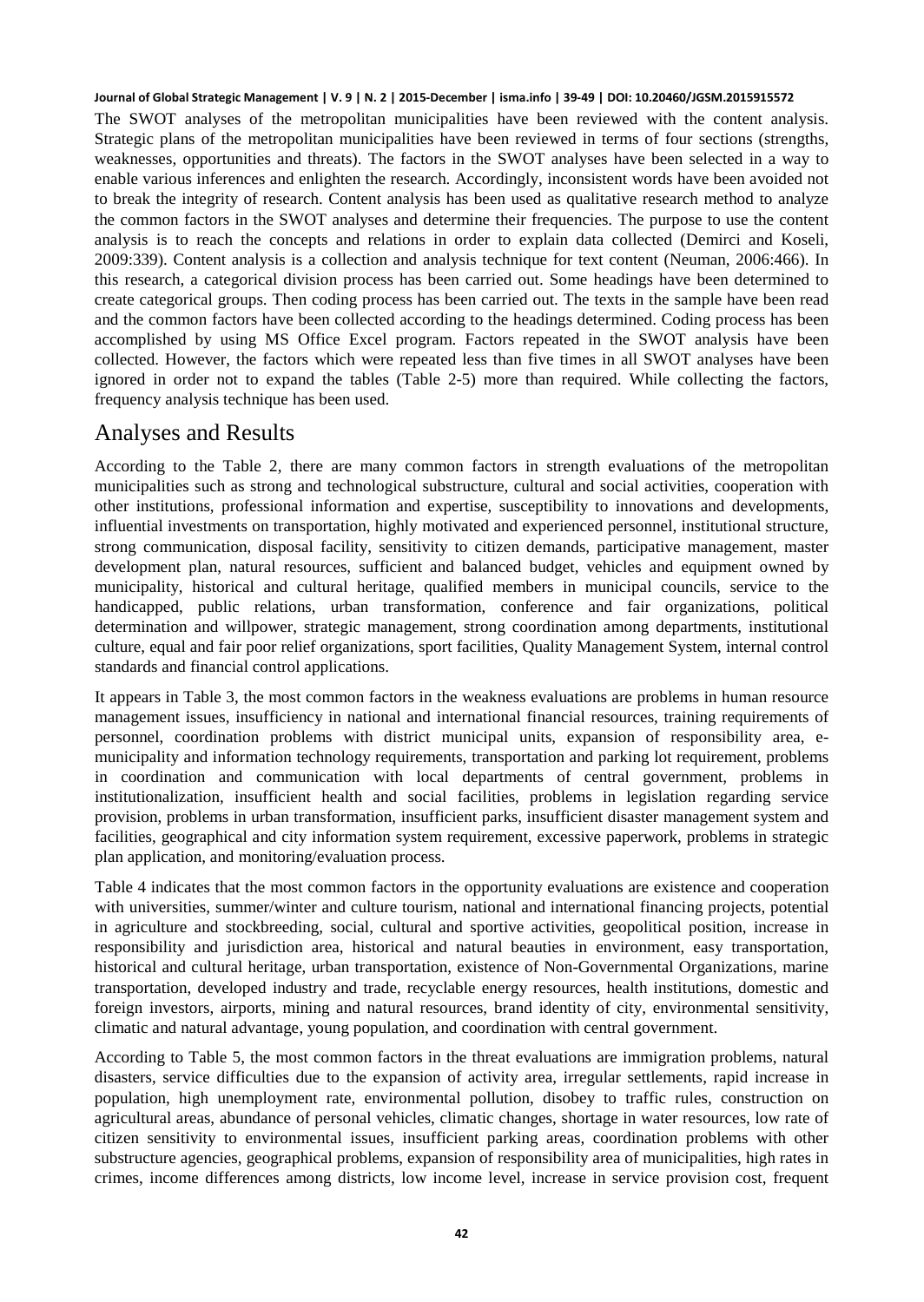The SWOT analyses of the metropolitan municipalities have been reviewed with the content analysis. Strategic plans of the metropolitan municipalities have been reviewed in terms of four sections (strengths, weaknesses, opportunities and threats). The factors in the SWOT analyses have been selected in a way to enable various inferences and enlighten the research. Accordingly, inconsistent words have been avoided not to break the integrity of research. Content analysis has been used as qualitative research method to analyze the common factors in the SWOT analyses and determine their frequencies. The purpose to use the content analysis is to reach the concepts and relations in order to explain data collected (Demirci and Koseli, 2009:339). Content analysis is a collection and analysis technique for text content (Neuman, 2006:466). In this research, a categorical division process has been carried out. Some headings have been determined to create categorical groups. Then coding process has been carried out. The texts in the sample have been read and the common factors have been collected according to the headings determined. Coding process has been accomplished by using MS Office Excel program. Factors repeated in the SWOT analysis have been collected. However, the factors which were repeated less than five times in all SWOT analyses have been ignored in order not to expand the tables (Table 2-5) more than required. While collecting the factors, frequency analysis technique has been used.

## Analyses and Results

According to the Table 2, there are many common factors in strength evaluations of the metropolitan municipalities such as strong and technological substructure, cultural and social activities, cooperation with other institutions, professional information and expertise, susceptibility to innovations and developments, influential investments on transportation, highly motivated and experienced personnel, institutional structure, strong communication, disposal facility, sensitivity to citizen demands, participative management, master development plan, natural resources, sufficient and balanced budget, vehicles and equipment owned by municipality, historical and cultural heritage, qualified members in municipal councils, service to the handicapped, public relations, urban transformation, conference and fair organizations, political determination and willpower, strategic management, strong coordination among departments, institutional culture, equal and fair poor relief organizations, sport facilities, Quality Management System, internal control standards and financial control applications.

It appears in Table 3, the most common factors in the weakness evaluations are problems in human resource management issues, insufficiency in national and international financial resources, training requirements of personnel, coordination problems with district municipal units, expansion of responsibility area, e-municipality and information technology requirements, transportation and parking lot requirement, problems in coordination and communication with local departments of central government, problems in institutionalization, insufficient health and social facilities, problems in legislation regarding service provision, problems in urban transformation, insufficient parks, insufficient disaster management system and facilities, geographical and city information system requirement, excessive paperwork, problems in strategic plan application, and monitoring/evaluation process.

Table 4 indicates that the most common factors in the opportunity evaluations are existence and cooperation with universities, summer/winter and culture tourism, national and international financing projects, potential in agriculture and stockbreeding, social, cultural and sportive activities, geopolitical position, increase in responsibility and jurisdiction area, historical and natural beauties in environment, easy transportation, historical and cultural heritage, urban transportation, existence of Non-Governmental Organizations, marine transportation, developed industry and trade, recyclable energy resources, health institutions, domestic and foreign investors, airports, mining and natural resources, brand identity of city, environmental sensitivity, climatic and natural advantage, young population, and coordination with central government.

According to Table 5, the most common factors in the threat evaluations are immigration problems, natural disasters, service difficulties due to the expansion of activity area, irregular settlements, rapid increase in population, high unemployment rate, environmental pollution, disobey to traffic rules, construction on agricultural areas, abundance of personal vehicles, climatic changes, shortage in water resources, low rate of citizen sensitivity to environmental issues, insufficient parking areas, coordination problems with other substructure agencies, geographical problems, expansion of responsibility area of municipalities, high rates in crimes, income differences among districts, low income level, increase in service provision cost, frequent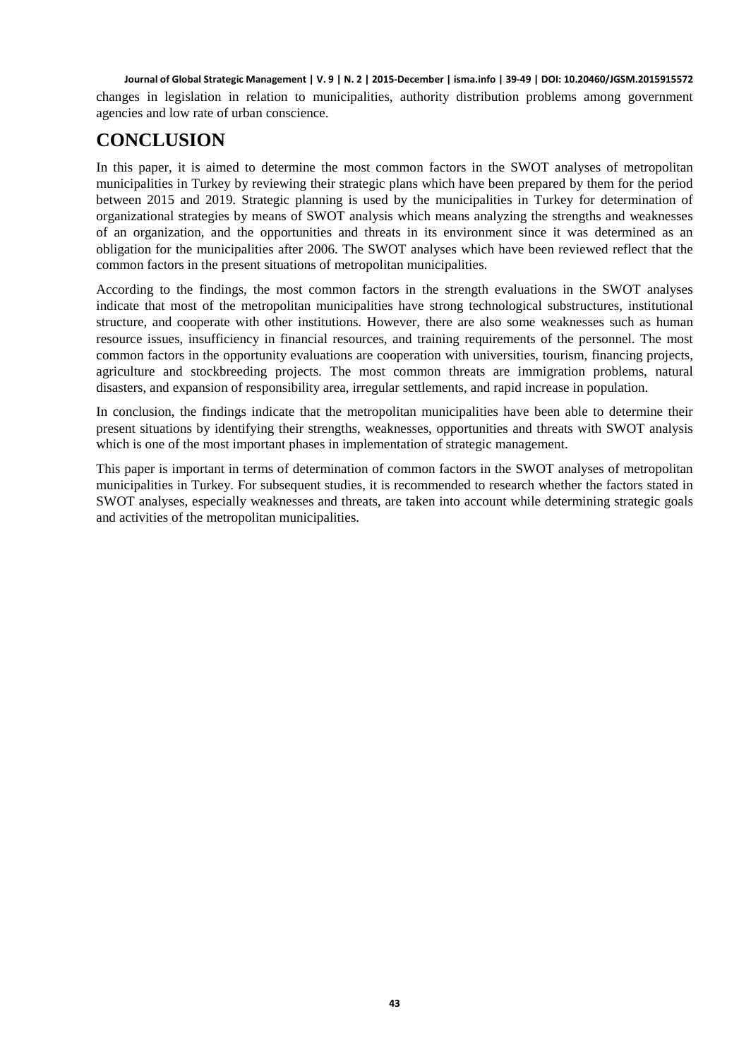changes in legislation in relation to municipalities, authority distribution problems among government agencies and low rate of urban conscience.

# CONCLUSION

In this paper, it is aimed to determine the most common factors in the SWOT analyses of metropolitan municipalities in Turkey by reviewing their strategic plans which have been prepared by them for the period between 2015 and 2019. Strategic planning is used by the municipalities in Turkey for determination of organizational strategies by means of SWOT analysis which means analyzing the strengths and weaknesses of an organization, and the opportunities and threats in its environment since it was determined as an obligation for the municipalities after 2006. The SWOT analyses which have been reviewed reflect that the common factors in the present situations of metropolitan municipalities.

According to the findings, the most common factors in the strength evaluations in the SWOT analyses indicate that most of the metropolitan municipalities have strong technological substructures, institutional structure, and cooperate with other institutions. However, there are also some weaknesses such as human resource issues, insufficiency in financial resources, and training requirements of the personnel. The most common factors in the opportunity evaluations are cooperation with universities, tourism, financing projects, agriculture and stockbreeding projects. The most common threats are immigration problems, natural disasters, and expansion of responsibility area, irregular settlements, and rapid increase in population.

In conclusion, the findings indicate that the metropolitan municipalities have been able to determine their present situations by identifying their strengths, weaknesses, opportunities and threats with SWOT analysis which is one of the most important phases in implementation of strategic management.

This paper is important in terms of determination of common factors in the SWOT analyses of metropolitan municipalities in Turkey. For subsequent studies, it is recommended to research whether the factors stated in SWOT analyses, especially weaknesses and threats, are taken into account while determining strategic goals and activities of the metropolitan municipalities.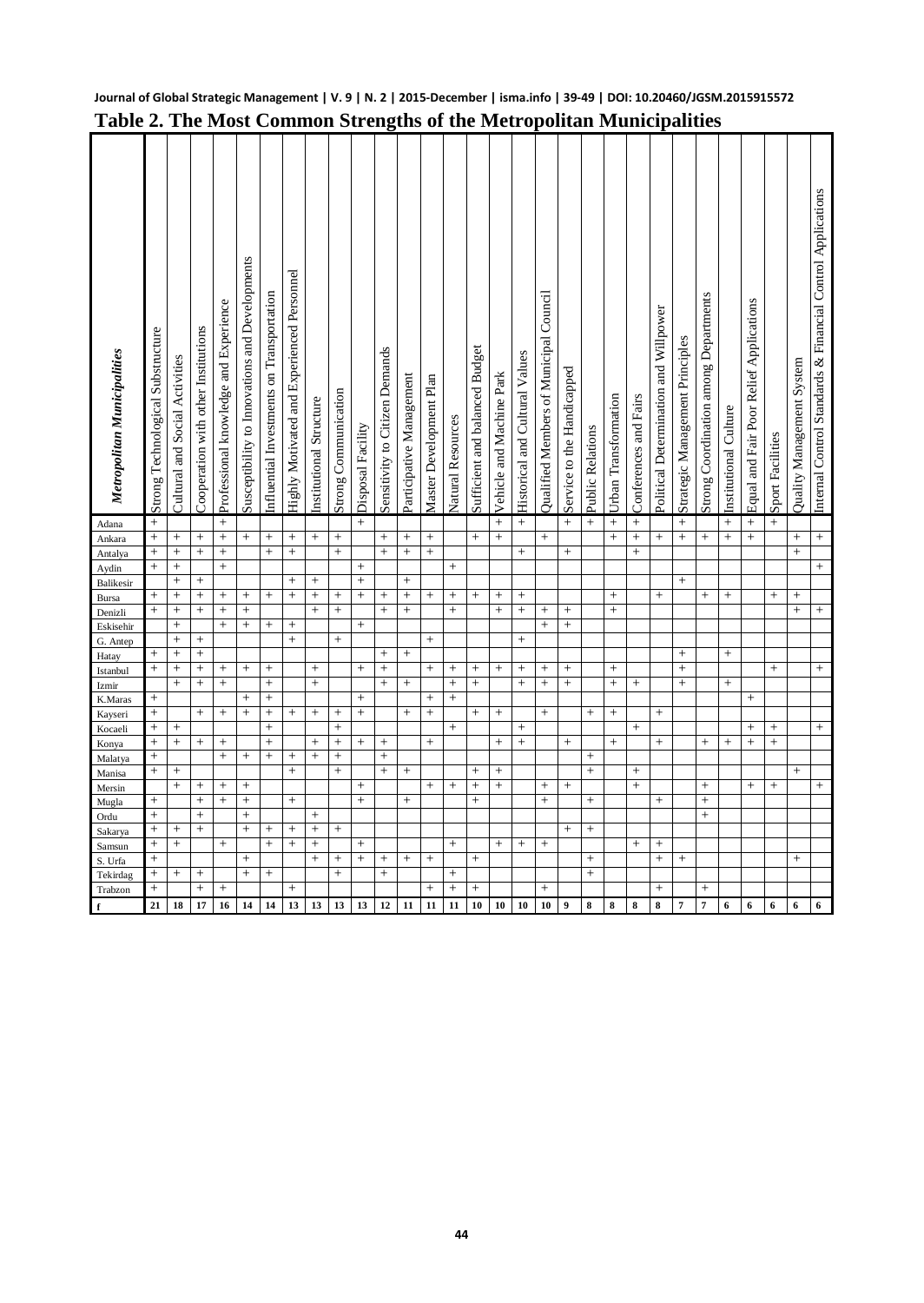# Table 2. The Most Common Strengths of the Metropolitan Municipalities

| *Metropolitan Municipalities* | Strong Technological Substructure | Cultural and Social Activities | Cooperation with other Institutions | Professional knowledge and Experience | Susceptibility to Innovations and Developments | Influential Investments on Transportation | Highly Motivated and Experienced Personnel | Institutional Structure | Strong Communication | Disposal Facility | Sensitivity to Citizen Demands | Participative Management | Master Development Plan | Natural Resources | Sufficient and balanced Budget | Vehicle and Machine Park | Historical and Cultural Values | Qualified Members of Municipal Council | Service to the Handicapped | Public Relations | Urban Transformation | Conferences and Fairs | Political Determination and Willpower | Strategic Management Principles | Strong Coordination among Departments | Institutional Culture | Equal and Fair Poor Relief Applications | Sport Facilities | Quality Management System | Internal Control Standards & Financial Control Applications |
|---|---|---|---|---|---|---|---|---|---|---|---|---|---|---|---|---|---|---|---|---|---|---|---|---|---|---|---|---|---|---|
| Adana | + | | | + | | | | | | + | + | + | + | | | + | + | | + | + | + | + | | + | | + | + | + | | |
| Ankara | + | + | + | + | + | + | + | + | + | | + | + | + | | + | + | | + | | | + | + | + | + | + | + | + | | + | + |
| Antalya | + | + | + | + | | + | + | | + | | + | + | + | | | | + | | + | | | + | | | | | | | + | |
| Aydin | + | + | | + | | | | | | + | | | | + | | | | | | | | | | | | | | | | + |
| Balikesir | | + | + | | | | + | + | | + | | + | | | | | | | | | | | | + | | | | | | |
| Bursa | + | + | + | + | + | + | + | + | + | + | + | + | + | + | + | + | + | | | | + | | + | | + | + | | + | + | |
| Denizli | + | + | + | + | + | | | + | + | | + | + | | + | | + | + | + | + | | + | | | | | | | | + | + |
| Eskisehir | | + | | + | + | + | + | | | + | | | | | | | | + | + | | | | | | | | | | | |
| G. Antep | | + | + | | | | + | | + | | | | + | | | | + | | | | | | | | | | | | | |
| Hatay | + | + | + | | | | | | | | + | + | | | | | | | | | | | | + | | + | | | | |
| Istanbul | + | + | + | + | + | + | | + | | + | + | | + | + | + | + | + | + | + | | + | | | + | | | | + | | + |
| Izmir | | + | + | + | | + | | + | | | + | + | | + | + | | + | + | + | | + | + | | + | | + | | | | |
| K.Maras | + | | | | + | + | | | | + | | | + | + | | | | | | | | | | | | | + | | | |
| Kayseri | + | | + | + | + | + | + | + | + | + | | + | + | | + | + | | + | | + | + | | + | | | | | | | |
| Kocaeli | + | + | | | | + | | | + | | | | | + | | | + | | | | | + | | | | | + | + | | + |
| Konya | + | + | + | + | | + | | + | + | + | + | | + | | | + | + | | + | | + | | + | | + | + | + | + | | |
| Malatya | + | | | + | + | + | + | + | + | | + | | | | | | | | | + | | | | | | | | | | |
| Manisa | + | + | | | | | + | | + | | + | + | | | + | + | | | | + | | + | | | | | | | + | |
| Mersin | | + | + | + | + | | | | | + | | | + | + | + | + | | + | + | | | + | | | + | | + | + | | + |
| Mugla | + | | + | + | + | | + | | | + | | + | | | + | | | + | | + | | | + | | + | | | | | |
| Ordu | + | | + | | + | | | + | | | | | | | | | | | | | | | | | + | | | | | |
| Sakarya | + | + | + | | + | + | + | + | + | | | | | | | | | | + | + | | | | | | | | | | |
| Samsun | + | + | | + | | + | + | + | | + | | | | + | | + | + | + | | | | + | + | | | | | | | |
| S. Urfa | + | | | | + | | | + | + | + | + | + | + | | + | | | | | + | | | + | + | | | | | + | |
| Tekirdag | + | + | + | | + | + | | | + | | + | | | + | | | | | | + | | | | | | | | | | |
| Trabzon | + | | + | + | | | + | | | | | | + | + | + | | | + | | | | | + | | + | | | | | |
| **f** | **21** | **18** | **17** | **16** | **14** | **14** | **13** | **13** | **13** | **13** | **12** | **11** | **11** | **11** | **10** | **10** | **10** | **10** | **9** | **8** | **8** | **8** | **8** | **7** | **7** | **6** | **6** | **6** | **6** | **6** |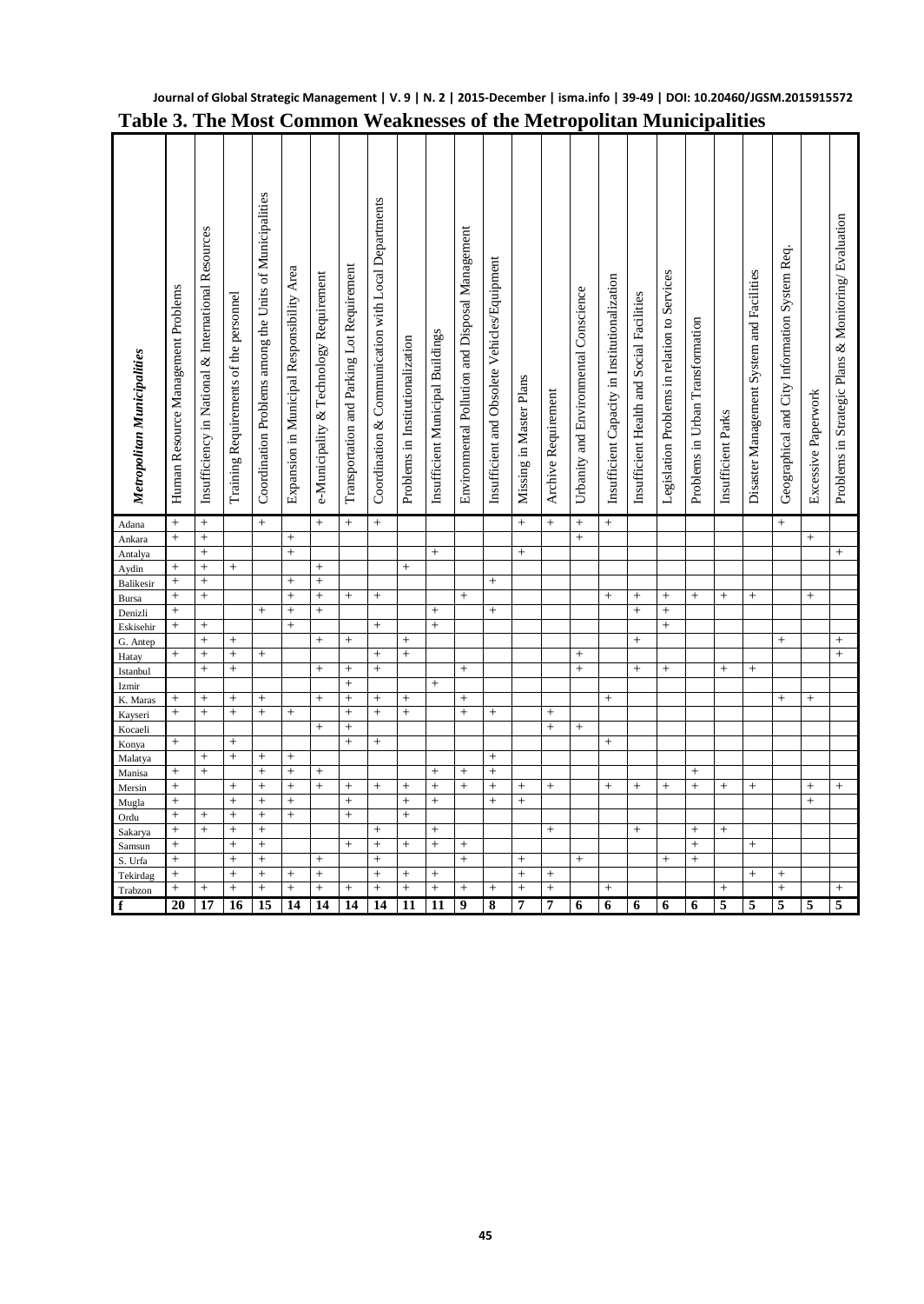# Table 3. The Most Common Weaknesses of the Metropolitan Municipalities

| *Metropolitan Municipalities* | Human Resource Management Problems | Insufficiency in National & International Resources | Training Requirements of the personnel | Coordination Problems among the Units of Municipalities | Expansion in Municipal Responsibility Area | e-Municipality & Technology Requirement | Transportation and Parking Lot Requirement | Coordination & Communication with Local Departments | Problems in Institutionalization | Insufficient Municipal Buildings | Environmental Pollution and Disposal Management | Insufficient and Obsolete Vehicles/Equipment | Missing in Master Plans | Archive Requirement | Urbanity and Environmental Conscience | Insufficient Capacity in Institutionalization | Insufficient Health and Social Facilities | Legislation Problems in relation to Services | Problems in Urban Transformation | Insufficient Parks | Disaster Management System and Facilities | Geographical and City Information System Req. | Excessive Paperwork | Problems in Strategic Plans & Monitoring/ Evaluation |
|---|---|---|---|---|---|---|---|---|---|---|---|---|---|---|---|---|---|---|---|---|---|---|---|---|
| Adana | + | + | | + | | + | + | + | | | | | + | + | + | + | | | | | | + | | |
| Ankara | + | + | | | + | | | | | | | | | | + | | | | | | | | + | |
| Antalya | | + | | | + | | | | | + | | | + | | | | | | | | | | | + |
| Aydin | + | + | + | | | + | | | + | | | | | | | | | | | | | | | |
| Balikesir | + | + | | | + | + | | | | | | + | | | | | | | | | | | | |
| Bursa | + | + | | | + | + | + | + | | | + | | | | | + | + | + | + | + | + | | + | |
| Denizli | + | | | + | + | + | | | | + | | + | | | | | + | + | | | | | | |
| Eskisehir | + | + | | | + | | | + | | + | | | | | | | | + | | | | | | |
| G. Antep | | + | + | | | + | + | | + | | | | | | | | + | | | | | + | | + |
| Hatay | + | + | + | + | | | | + | + | | | | | | + | | | | | | | | | + |
| Istanbul | | + | + | | | + | + | + | | | + | | | | + | | + | + | | + | + | | | |
| Izmir | | | | | | | + | | | + | | | | | | | | | | | | | | |
| K. Maras | + | + | + | + | | + | + | + | + | | + | | | | | + | | | | | | + | + | |
| Kayseri | + | + | + | + | + | | + | + | + | | + | + | | + | | | | | | | | | | |
| Kocaeli | | | | | | + | + | | | | | | | + | + | | | | | | | | | |
| Konya | + | | + | | | | + | + | | | | | | | | + | | | | | | | | |
| Malatya | | + | + | + | + | | | | | | | + | | | | | | | | | | | | |
| Manisa | + | + | | + | + | + | | | | + | + | + | | | | | | | + | | | | | |
| Mersin | + | | + | + | + | + | + | + | + | + | + | + | + | + | | + | + | + | + | + | + | | + | + |
| Mugla | + | | + | + | + | | + | | + | + | | + | + | | | | | | | | | | + | |
| Ordu | + | + | + | + | + | | + | | + | | | | | | | | | | | | | | | |
| Sakarya | + | + | + | + | | | | + | | + | | | | + | | | + | | + | + | | | | |
| Samsun | + | | + | + | | | + | + | + | + | + | | | | | | | | + | | + | | | |
| S. Urfa | + | | + | + | | + | | + | | | + | | + | | + | | | + | + | | | | | |
| Tekirdag | + | | + | + | + | + | | + | + | + | | | + | + | | | | | | | + | + | | |
| Trabzon | + | + | + | + | + | + | + | + | + | + | + | + | + | + | | + | | | | + | | + | | + |
| **f** | **20** | **17** | **16** | **15** | **14** | **14** | **14** | **14** | **11** | **11** | **9** | **8** | **7** | **7** | **6** | **6** | **6** | **6** | **6** | **5** | **5** | **5** | **5** | **5** |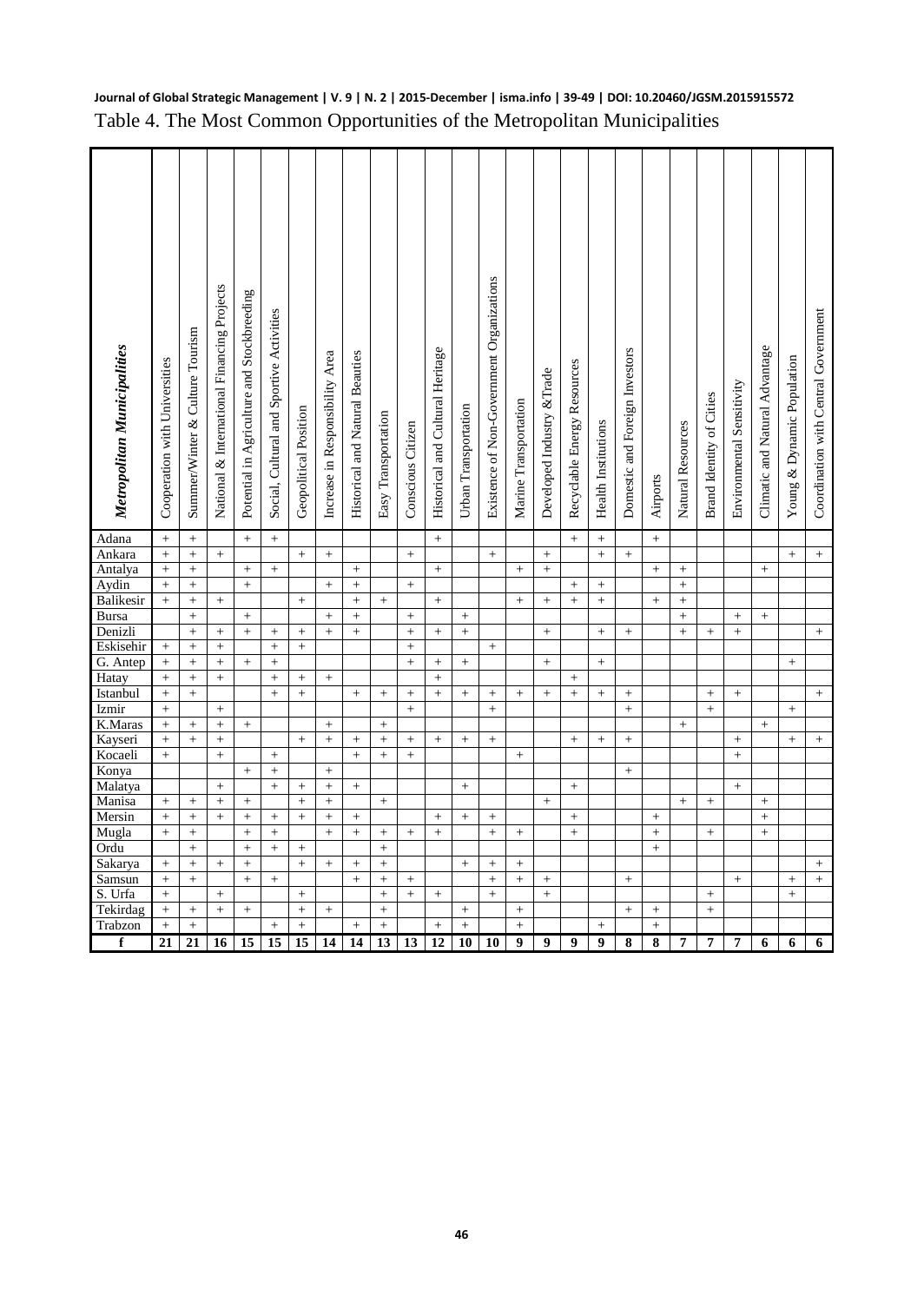Table 4. The Most Common Opportunities of the Metropolitan Municipalities

| *Metropolitan Municipalities* | Cooperation with Universities | Summer/Winter & Culture Tourism | National & International Financing Projects | Potential in Agriculture and Stockbreeding | Social, Cultural and Sportive Activities | Geopolitical Position | Increase in Responsibility Area | Historical and Natural Beauties | Easy Transportation | Conscious Citizen | Historical and Cultural Heritage | Urban Transportation | Existence of Non-Government Organizations | Marine Transportation | Developed Industry &Trade | Recyclable Energy Resources | Health Institutions | Domestic and Foreign Investors | Airports | Natural Resources | Brand Identity of Cities | Environmental Sensitivity | Climatic and Natural Advantage | Young & Dynamic Population | Coordination with Central Government |
|---|---|---|---|---|---|---|---|---|---|---|---|---|---|---|---|---|---|---|---|---|---|---|---|---|---|
| Adana | + | + | | + | + | | | | | | + | | | | | + | + | | + | | | | | | |
| Ankara | + | + | + | | | + | + | | | + | | | + | | + | | + | + | | | | | | + | + |
| Antalya | + | + | | + | + | | | + | | | + | | | + | + | | | | + | + | | | + | | |
| Aydin | + | + | | + | | | + | + | | + | | | | | | + | + | | | + | | | | | |
| Balikesir | + | + | + | | | + | | + | + | | + | | | + | + | + | + | | + | + | | | | | |
| Bursa | | + | | + | | | + | + | | + | | + | | | | | | | | + | | + | + | | |
| Denizli | | + | + | + | + | + | + | + | | + | + | + | | | + | | + | + | | + | + | + | | | + |
| Eskisehir | + | + | + | | + | + | | | | + | | | + | | | | | | | | | | | | |
| G. Antep | + | + | + | + | + | | | | | + | + | + | | | + | | + | | | | | | | + | |
| Hatay | + | + | + | | + | + | + | | | | + | | | | | + | | | | | | | | | |
| Istanbul | + | + | | | + | + | | + | + | + | + | + | + | + | + | + | + | + | | | + | + | | | + |
| Izmir | + | | + | | | | | | | + | | | + | | | | | + | | | + | | | + | |
| K.Maras | + | + | + | + | | | + | | + | | | | | | | | | | | + | | | + | | |
| Kayseri | + | + | + | | | + | + | + | + | + | + | + | + | | | + | + | + | | | | + | | + | + |
| Kocaeli | + | | + | | + | | | + | + | + | | | | + | | | | | | | | + | | | |
| Konya | | | | + | + | | + | | | | | | | | | | | + | | | | | | | |
| Malatya | | | + | | + | + | + | + | | | | + | | | | + | | | | | | + | | | |
| Manisa | + | + | + | + | | + | + | | + | | | | | | + | | | | | + | + | | + | | |
| Mersin | + | + | + | + | + | + | + | + | | | + | + | + | | | + | | | + | | | | + | | |
| Mugla | + | + | | + | + | | + | + | + | + | + | | + | + | | + | | | + | | + | | + | | |
| Ordu | | + | | + | + | + | | | + | | | | | | | | | | + | | | | | | |
| Sakarya | + | + | + | + | | + | + | + | + | | | + | + | + | | | | | | | | | | | + |
| Samsun | + | + | | + | + | | | + | + | + | | | + | + | + | | | + | | | | + | | + | + |
| S. Urfa | + | | + | | | + | | | + | + | + | | + | | + | | | | | | + | | | + | |
| Tekirdag | + | + | + | + | | + | + | | + | | | + | | + | | | | + | + | | + | | | | |
| Trabzon | + | + | | | + | + | | + | + | | + | + | | + | | | + | | + | | | | | | |
| **f** | **21** | **21** | **16** | **15** | **15** | **15** | **14** | **14** | **13** | **13** | **12** | **10** | **10** | **9** | **9** | **9** | **9** | **8** | **8** | **7** | **7** | **7** | **6** | **6** | **6** |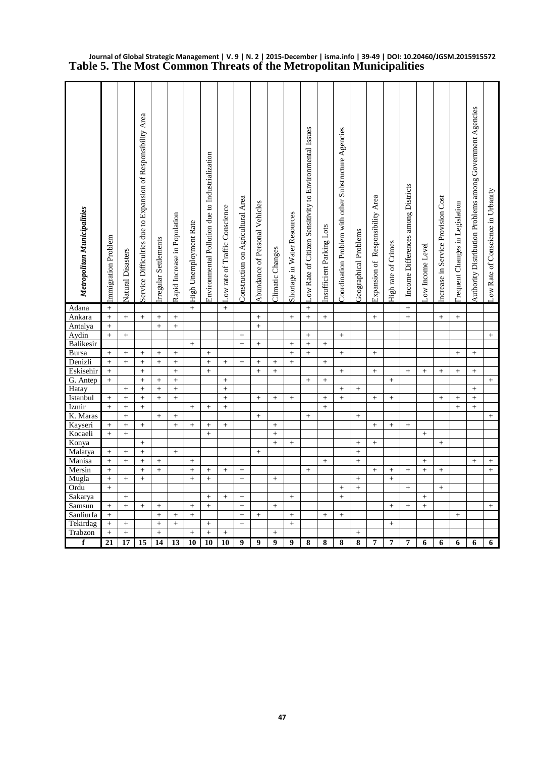# Table 5. The Most Common Threats of the Metropolitan Municipalities

| *Metropolitan Municipalities* | Immigration Problem | Natural Disasters | Service Difficulties due to Expansion of Responsibility Area | Irregular Settlements | Rapid Increase in Population | High Unemployment Rate | Environmental Pollution due to Industrialization | Low rate of Traffic Conscience | Construction on Agricultural Area | Abundance of Personal Vehicles | Climatic Changes | Shortage in Water Resources | Low Rate of Citizen Sensitivity to Environmental Issues | Insufficient Parking Lots | Coordination Problem with other Substructure Agencies | Geographical Problems | Expansion of Responsibility Area | High rate of Crimes | Income Differences among Districts | Low Income Level | Increase in Service Provision Cost | Frequent Changes in Legislation | Authority Distribution Problems among Government Agencies | Low Rate of Conscience in Urbanity |
|---|---|---|---|---|---|---|---|---|---|---|---|---|---|---|---|---|---|---|---|---|---|---|---|---|
| Adana | + | | | | | + | | + | | | | | + | | | | | | + | | | | | |
| Ankara | + | + | + | + | + | | | | | + | | + | + | + | | | + | | + | | + | + | | |
| Antalya | + | | | + | + | | | | | + | | | | | | | | | | | | | | |
| Aydin | + | + | | | | | | | + | | | | + | | + | | | | | | | | | + |
| Balikesir | | | | | | + | | | + | + | | + | + | + | | | | | | | | | | |
| Bursa | + | + | + | + | + | | + | | | | | + | + | | + | | + | | | | | + | + | |
| Denizli | + | + | + | + | + | | + | + | + | + | + | + | | + | | | | | | | | | | |
| Eskisehir | + | | + | | + | | + | | | + | + | | | | + | | + | | + | + | + | + | + | |
| G. Antep | + | | + | + | + | | | + | | | | | + | + | | | | + | | | | | | + |
| Hatay | | + | + | + | + | | | + | | | | | | | + | + | | | | | | | + | |
| Istanbul | + | + | + | + | + | | | + | | + | + | + | | + | + | | + | + | | | + | + | + | |
| Izmir | + | + | + | | | + | + | + | | | | | | + | | | | | | | | + | + | |
| K. Maras | | + | | + | + | | | | | + | | | + | | | + | | | | | | | | + |
| Kayseri | + | + | + | | + | + | + | + | | | + | | | | | | + | + | + | | | | | |
| Kocaeli | + | + | | | | | + | | | | + | | | | | | | | | + | | | | |
| Konya | | | + | | | | | | | | + | + | | | | + | + | | | | + | | | |
| Malatya | + | + | + | | + | | | | | + | | | | | | + | | | | | | | | |
| Manisa | + | + | + | + | | + | | | | | | | | + | | + | | | | + | | | + | + |
| Mersin | + | | + | + | | + | + | + | + | | | | + | | | | + | + | + | + | + | | | + |
| Mugla | + | + | + | | | + | + | | + | | + | | | | | + | | + | | | | | | |
| Ordu | + | | | | | | | | | | | | | | + | + | | | + | | + | | | |
| Sakarya | | + | | | | | + | + | + | | | + | | | + | | | | | + | | | | |
| Samsun | + | + | + | + | | + | + | | + | | + | | | | | | | + | + | + | | | | + |
| Sanliurfa | + | | | + | + | + | | | + | + | | + | | + | + | | | | | | | + | | |
| Tekirdag | + | + | | + | + | | + | | + | | | + | | | | | | + | | | | | | |
| Trabzon | + | + | | + | | + | + | + | | | + | | | | | + | | | | | | | | |
| **f** | **21** | **17** | **15** | **14** | **13** | **10** | **10** | **10** | **9** | **9** | **9** | **9** | **8** | **8** | **8** | **8** | **7** | **7** | **7** | **6** | **6** | **6** | **6** | **6** |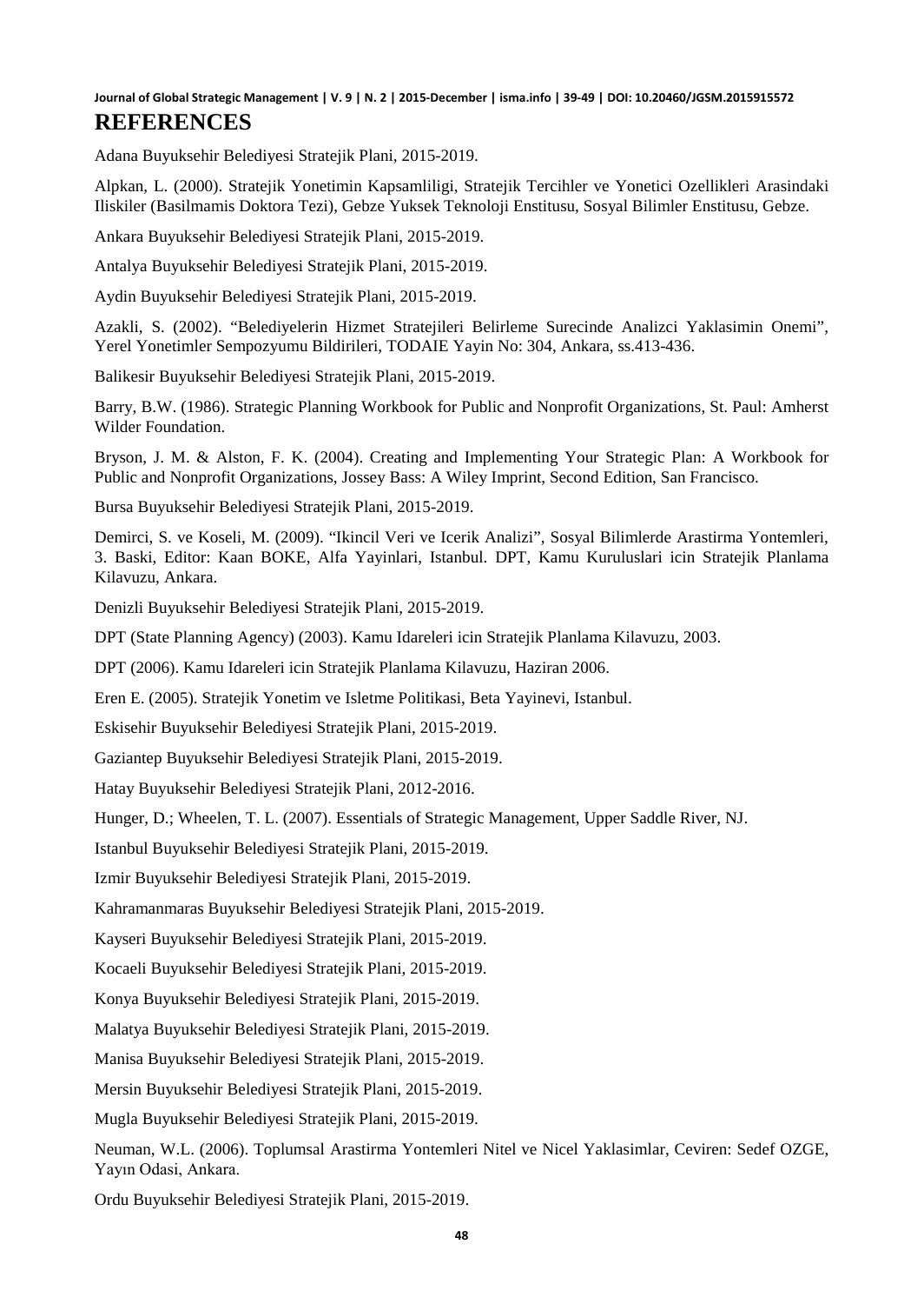## REFERENCES

Adana Buyuksehir Belediyesi Stratejik Plani, 2015-2019.

Alpkan, L. (2000). Stratejik Yonetimin Kapsamliligi, Stratejik Tercihler ve Yonetici Ozellikleri Arasindaki Iliskiler (Basilmamis Doktora Tezi), Gebze Yuksek Teknoloji Enstitusu, Sosyal Bilimler Enstitusu, Gebze.

Ankara Buyuksehir Belediyesi Stratejik Plani, 2015-2019.

Antalya Buyuksehir Belediyesi Stratejik Plani, 2015-2019.

Aydin Buyuksehir Belediyesi Stratejik Plani, 2015-2019.

Azakli, S. (2002). "Belediyelerin Hizmet Stratejileri Belirleme Surecinde Analizci Yaklasimin Onemi", Yerel Yonetimler Sempozyumu Bildirileri, TODAIE Yayin No: 304, Ankara, ss.413-436.

Balikesir Buyuksehir Belediyesi Stratejik Plani, 2015-2019.

Barry, B.W. (1986). Strategic Planning Workbook for Public and Nonprofit Organizations, St. Paul: Amherst Wilder Foundation.

Bryson, J. M. & Alston, F. K. (2004). Creating and Implementing Your Strategic Plan: A Workbook for Public and Nonprofit Organizations, Jossey Bass: A Wiley Imprint, Second Edition, San Francisco.

Bursa Buyuksehir Belediyesi Stratejik Plani, 2015-2019.

Demirci, S. ve Koseli, M. (2009). "Ikincil Veri ve Icerik Analizi", Sosyal Bilimlerde Arastirma Yontemleri, 3. Baski, Editor: Kaan BOKE, Alfa Yayinlari, Istanbul. DPT, Kamu Kuruluslari icin Stratejik Planlama Kilavuzu, Ankara.

Denizli Buyuksehir Belediyesi Stratejik Plani, 2015-2019.

DPT (State Planning Agency) (2003). Kamu Idareleri icin Stratejik Planlama Kilavuzu, 2003.

DPT (2006). Kamu Idareleri icin Stratejik Planlama Kilavuzu, Haziran 2006.

Eren E. (2005). Stratejik Yonetim ve Isletme Politikasi, Beta Yayinevi, Istanbul.

Eskisehir Buyuksehir Belediyesi Stratejik Plani, 2015-2019.

Gaziantep Buyuksehir Belediyesi Stratejik Plani, 2015-2019.

Hatay Buyuksehir Belediyesi Stratejik Plani, 2012-2016.

Hunger, D.; Wheelen, T. L. (2007). Essentials of Strategic Management, Upper Saddle River, NJ.

Istanbul Buyuksehir Belediyesi Stratejik Plani, 2015-2019.

Izmir Buyuksehir Belediyesi Stratejik Plani, 2015-2019.

Kahramanmaras Buyuksehir Belediyesi Stratejik Plani, 2015-2019.

Kayseri Buyuksehir Belediyesi Stratejik Plani, 2015-2019.

Kocaeli Buyuksehir Belediyesi Stratejik Plani, 2015-2019.

Konya Buyuksehir Belediyesi Stratejik Plani, 2015-2019.

Malatya Buyuksehir Belediyesi Stratejik Plani, 2015-2019.

Manisa Buyuksehir Belediyesi Stratejik Plani, 2015-2019.

Mersin Buyuksehir Belediyesi Stratejik Plani, 2015-2019.

Mugla Buyuksehir Belediyesi Stratejik Plani, 2015-2019.

Neuman, W.L. (2006). Toplumsal Arastirma Yontemleri Nitel ve Nicel Yaklasimlar, Ceviren: Sedef OZGE, Yayın Odasi, Ankara.

Ordu Buyuksehir Belediyesi Stratejik Plani, 2015-2019.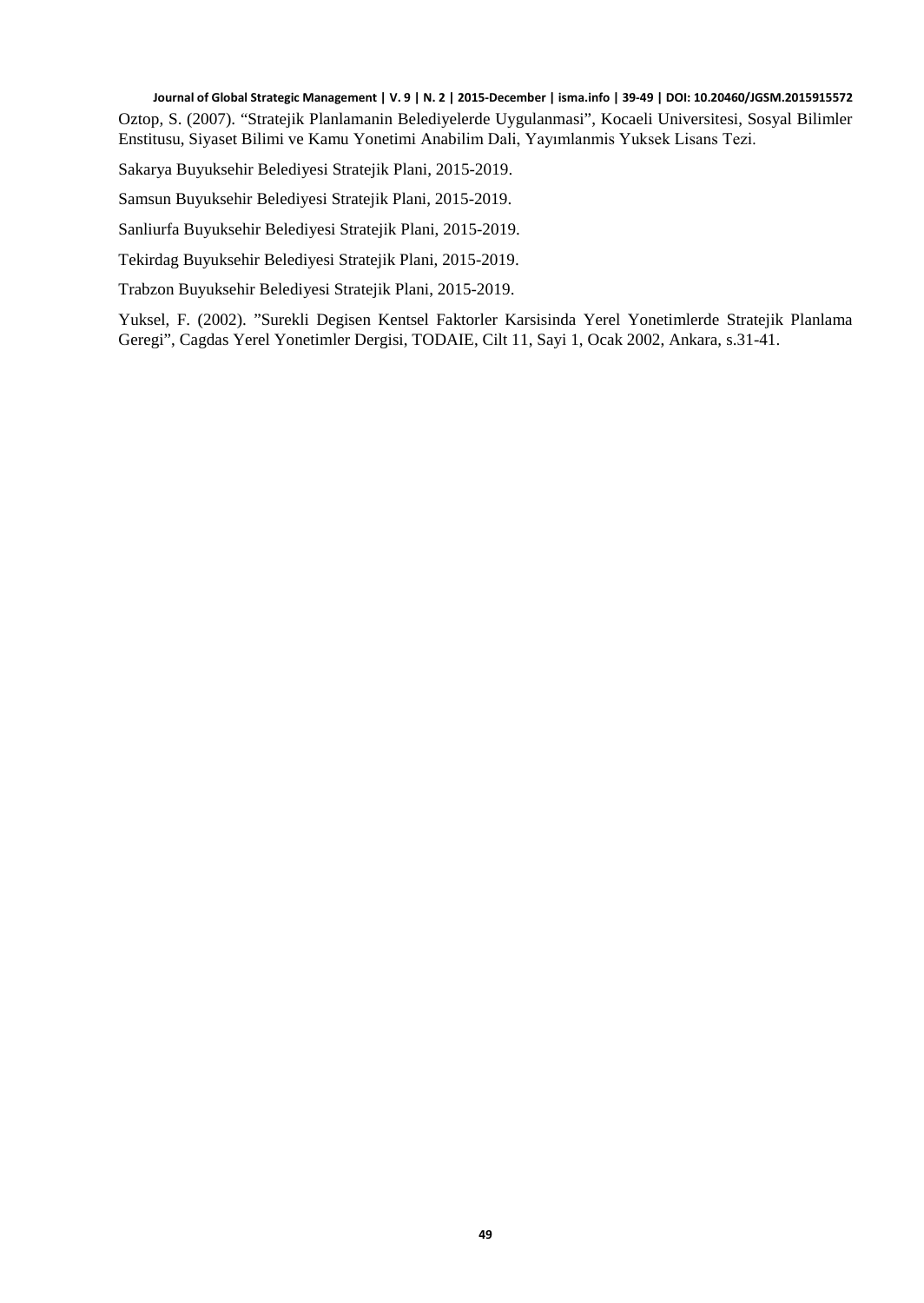Oztop, S. (2007). “Stratejik Planlamanin Belediyelerde Uygulanmasi”, Kocaeli Universitesi, Sosyal Bilimler Enstitusu, Siyaset Bilimi ve Kamu Yonetimi Anabilim Dali, Yayımlanmis Yuksek Lisans Tezi.

Sakarya Buyuksehir Belediyesi Stratejik Plani, 2015-2019.

Samsun Buyuksehir Belediyesi Stratejik Plani, 2015-2019.

Sanliurfa Buyuksehir Belediyesi Stratejik Plani, 2015-2019.

Tekirdag Buyuksehir Belediyesi Stratejik Plani, 2015-2019.

Trabzon Buyuksehir Belediyesi Stratejik Plani, 2015-2019.

Yuksel, F. (2002). ”Surekli Degisen Kentsel Faktorler Karsisinda Yerel Yonetimlerde Stratejik Planlama Geregi”, Cagdas Yerel Yonetimler Dergisi, TODAIE, Cilt 11, Sayi 1, Ocak 2002, Ankara, s.31-41.